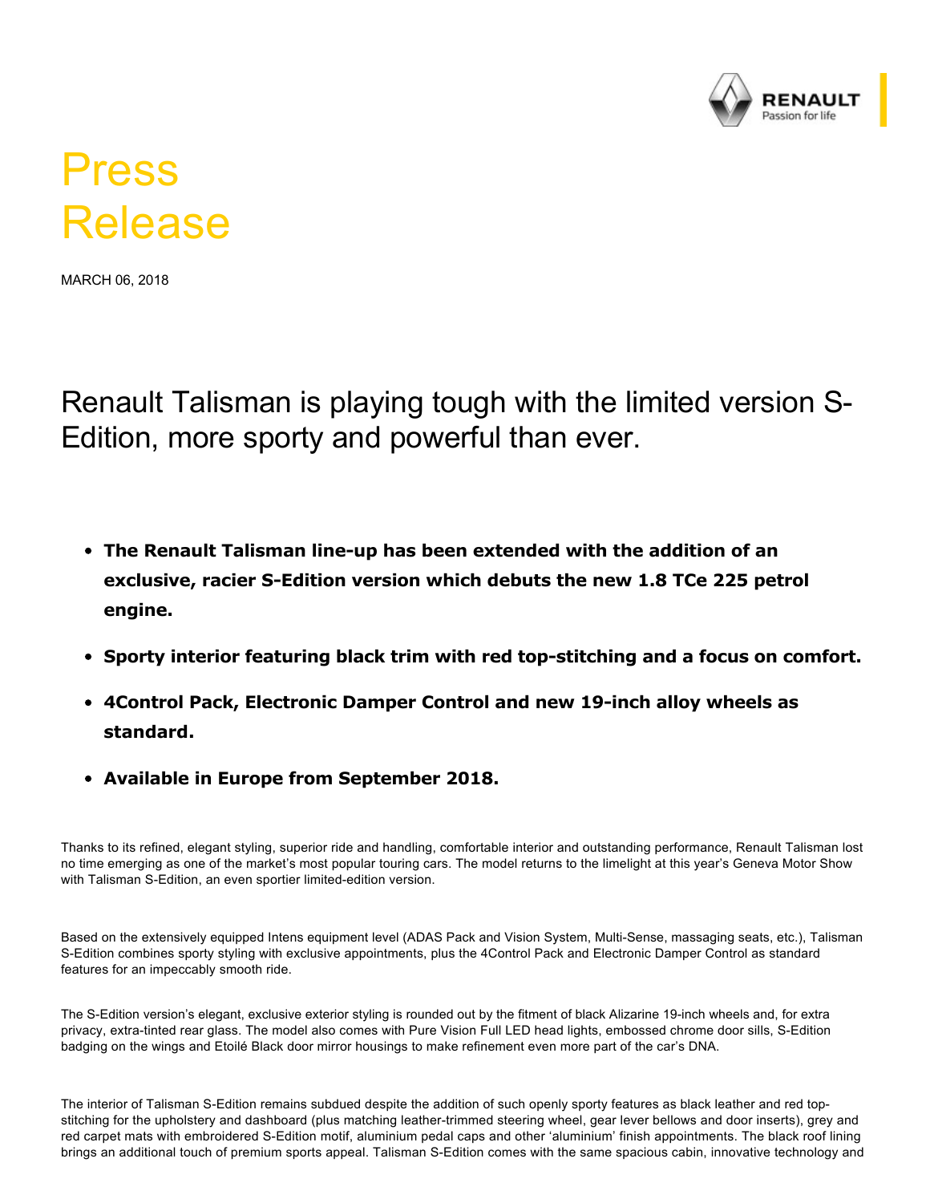# Press Release

MARCH 06, 2018

## Renault Talisman is playing tough with the limited version S-Edition, more sporty and powerful than ever.

- **The Renault Talisman line-up has been extended with the addition of an exclusive, racier S-Edition version which debuts the new 1.8 TCe 225 petrol engine.**
- **Sporty interior featuring black trim with red top-stitching and a focus on comfort.**
- **4Control Pack, Electronic Damper Control and new 19-inch alloy wheels as standard.**
- **Available in Europe from September 2018.**

Thanks to its refined, elegant styling, superior ride and handling, comfortable interior and outstanding performance, Renault Talisman lost no time emerging as one of the market's most popular touring cars. The model returns to the limelight at this year's Geneva Motor Show with Talisman S-Edition, an even sportier limited-edition version.

Based on the extensively equipped Intens equipment level (ADAS Pack and Vision System, Multi-Sense, massaging seats, etc.), Talisman S-Edition combines sporty styling with exclusive appointments, plus the 4Control Pack and Electronic Damper Control as standard features for an impeccably smooth ride.

The S-Edition version's elegant, exclusive exterior styling is rounded out by the fitment of black Alizarine 19-inch wheels and, for extra privacy, extra-tinted rear glass. The model also comes with Pure Vision Full LED head lights, embossed chrome door sills, S-Edition badging on the wings and Etoilé Black door mirror housings to make refinement even more part of the car's DNA.

The interior of Talisman S-Edition remains subdued despite the addition of such openly sporty features as black leather and red top-stitching for the upholstery and dashboard (plus matching leather-trimmed steering wheel, gear lever bellows and door inserts), grey and red carpet mats with embroidered S-Edition motif, aluminium pedal caps and other 'aluminium' finish appointments. The black roof lining brings an additional touch of premium sports appeal. Talisman S-Edition comes with the same spacious cabin, innovative technology and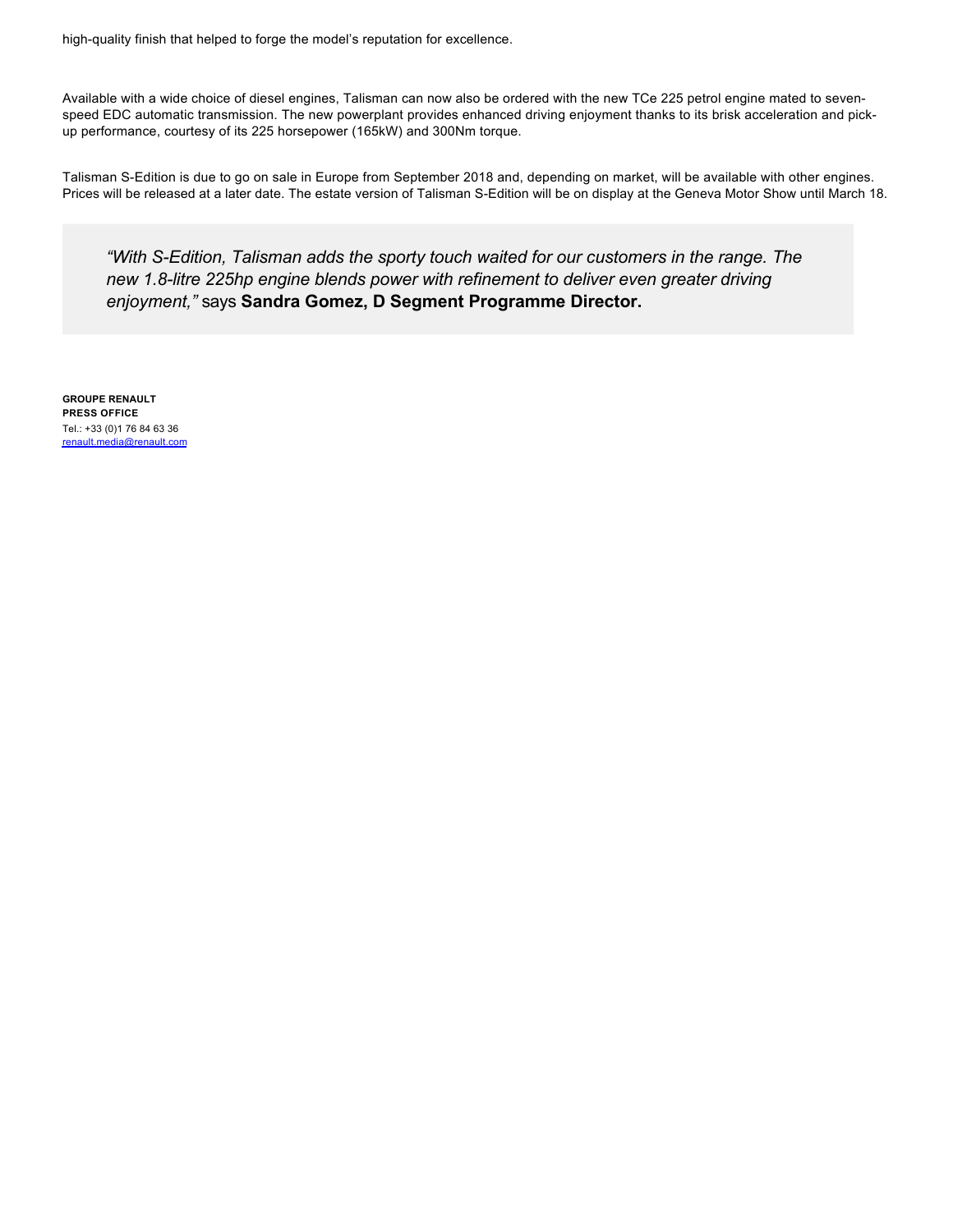high-quality finish that helped to forge the model's reputation for excellence.

Available with a wide choice of diesel engines, Talisman can now also be ordered with the new TCe 225 petrol engine mated to seven-speed EDC automatic transmission. The new powerplant provides enhanced driving enjoyment thanks to its brisk acceleration and pick-up performance, courtesy of its 225 horsepower (165kW) and 300Nm torque.

Talisman S-Edition is due to go on sale in Europe from September 2018 and, depending on market, will be available with other engines. Prices will be released at a later date. The estate version of Talisman S-Edition will be on display at the Geneva Motor Show until March 18.

> *"With S-Edition, Talisman adds the sporty touch waited for our customers in the range. The new 1.8-litre 225hp engine blends power with refinement to deliver even greater driving enjoyment,"* says **Sandra Gomez, D Segment Programme Director.**

**GROUPE RENAULT**
**PRESS OFFICE**
Tel.: +33 (0)1 76 84 63 36
renault.media@renault.com